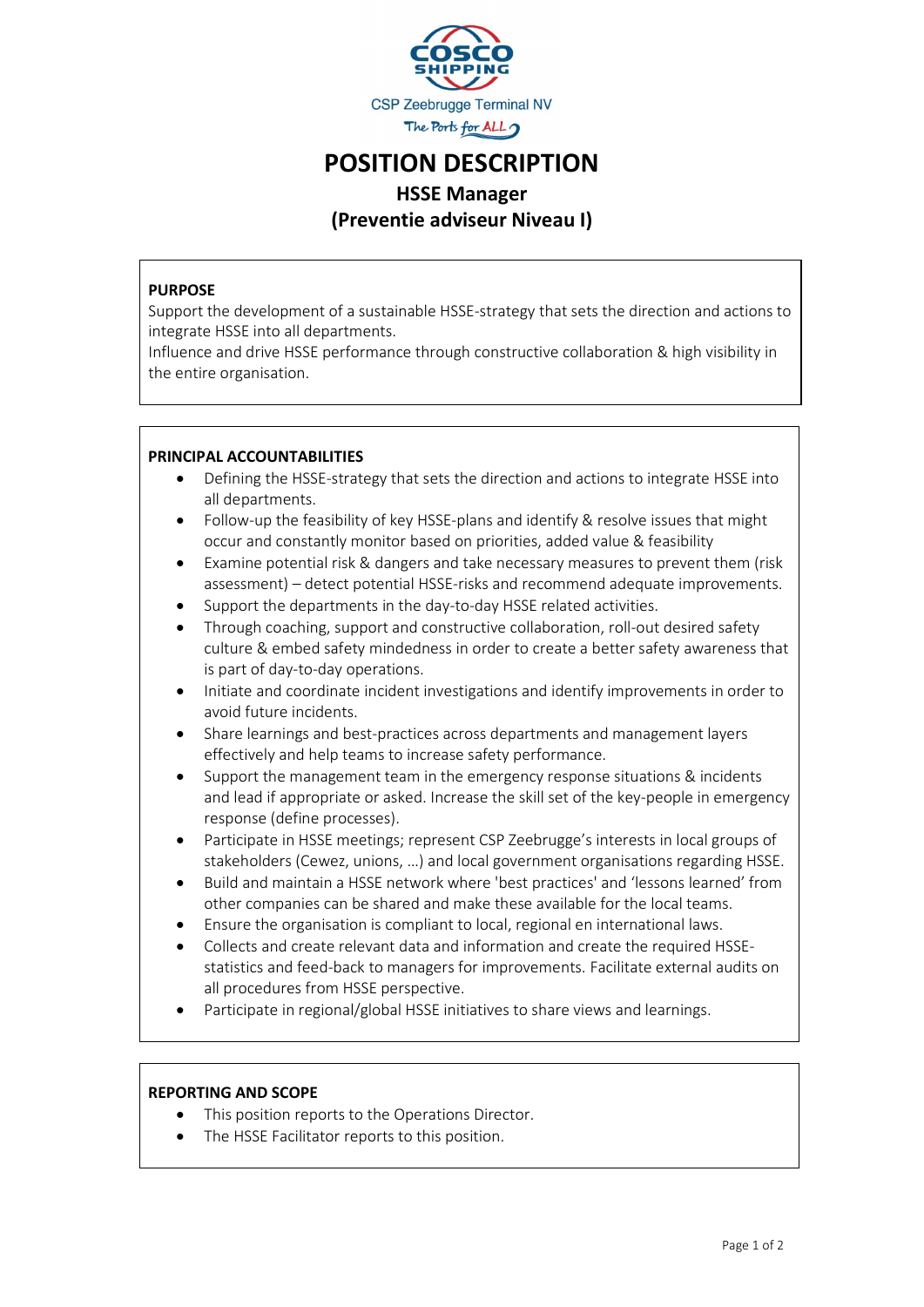COSCO SHIPPING

CSP Zeebrugge Terminal NV

The Ports for ALL

# POSITION DESCRIPTION

## HSSE Manager
## (Preventie adviseur Niveau I)

### PURPOSE

Support the development of a sustainable HSSE-strategy that sets the direction and actions to integrate HSSE into all departments.
Influence and drive HSSE performance through constructive collaboration & high visibility in the entire organisation.

### PRINCIPAL ACCOUNTABILITIES

- Defining the HSSE-strategy that sets the direction and actions to integrate HSSE into all departments.
- Follow-up the feasibility of key HSSE-plans and identify & resolve issues that might occur and constantly monitor based on priorities, added value & feasibility
- Examine potential risk & dangers and take necessary measures to prevent them (risk assessment) – detect potential HSSE-risks and recommend adequate improvements.
- Support the departments in the day-to-day HSSE related activities.
- Through coaching, support and constructive collaboration, roll-out desired safety culture & embed safety mindedness in order to create a better safety awareness that is part of day-to-day operations.
- Initiate and coordinate incident investigations and identify improvements in order to avoid future incidents.
- Share learnings and best-practices across departments and management layers effectively and help teams to increase safety performance.
- Support the management team in the emergency response situations & incidents and lead if appropriate or asked. Increase the skill set of the key-people in emergency response (define processes).
- Participate in HSSE meetings; represent CSP Zeebrugge's interests in local groups of stakeholders (Cewez, unions, …) and local government organisations regarding HSSE.
- Build and maintain a HSSE network where 'best practices' and 'lessons learned' from other companies can be shared and make these available for the local teams.
- Ensure the organisation is compliant to local, regional en international laws.
- Collects and create relevant data and information and create the required HSSE-statistics and feed-back to managers for improvements. Facilitate external audits on all procedures from HSSE perspective.
- Participate in regional/global HSSE initiatives to share views and learnings.

### REPORTING AND SCOPE

- This position reports to the Operations Director.
- The HSSE Facilitator reports to this position.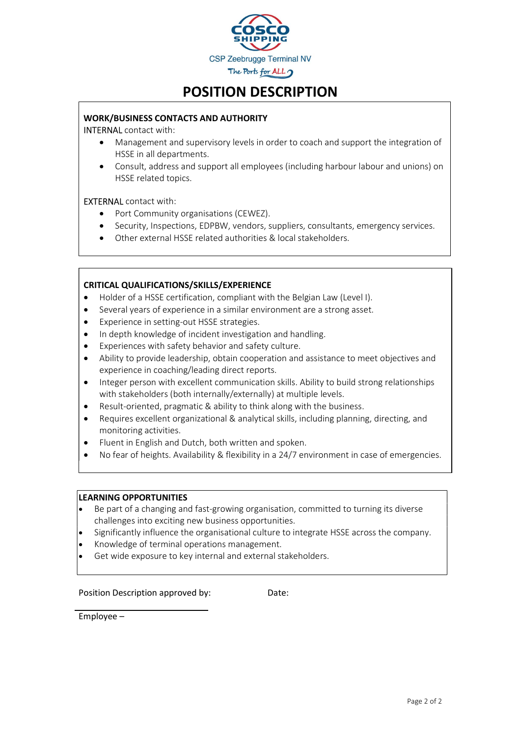CSP Zeebrugge Terminal NV

The Ports for ALL

# POSITION DESCRIPTION

## WORK/BUSINESS CONTACTS AND AUTHORITY

INTERNAL contact with:

- Management and supervisory levels in order to coach and support the integration of HSSE in all departments.
- Consult, address and support all employees (including harbour labour and unions) on HSSE related topics.

EXTERNAL contact with:

- Port Community organisations (CEWEZ).
- Security, Inspections, EDPBW, vendors, suppliers, consultants, emergency services.
- Other external HSSE related authorities & local stakeholders.

## CRITICAL QUALIFICATIONS/SKILLS/EXPERIENCE

- Holder of a HSSE certification, compliant with the Belgian Law (Level I).
- Several years of experience in a similar environment are a strong asset.
- Experience in setting-out HSSE strategies.
- In depth knowledge of incident investigation and handling.
- Experiences with safety behavior and safety culture.
- Ability to provide leadership, obtain cooperation and assistance to meet objectives and experience in coaching/leading direct reports.
- Integer person with excellent communication skills. Ability to build strong relationships with stakeholders (both internally/externally) at multiple levels.
- Result-oriented, pragmatic & ability to think along with the business.
- Requires excellent organizational & analytical skills, including planning, directing, and monitoring activities.
- Fluent in English and Dutch, both written and spoken.
- No fear of heights. Availability & flexibility in a 24/7 environment in case of emergencies.

## LEARNING OPPORTUNITIES

- Be part of a changing and fast-growing organisation, committed to turning its diverse challenges into exciting new business opportunities.
- Significantly influence the organisational culture to integrate HSSE across the company.
- Knowledge of terminal operations management.
- Get wide exposure to key internal and external stakeholders.

Position Description approved by: Date:

Employee –